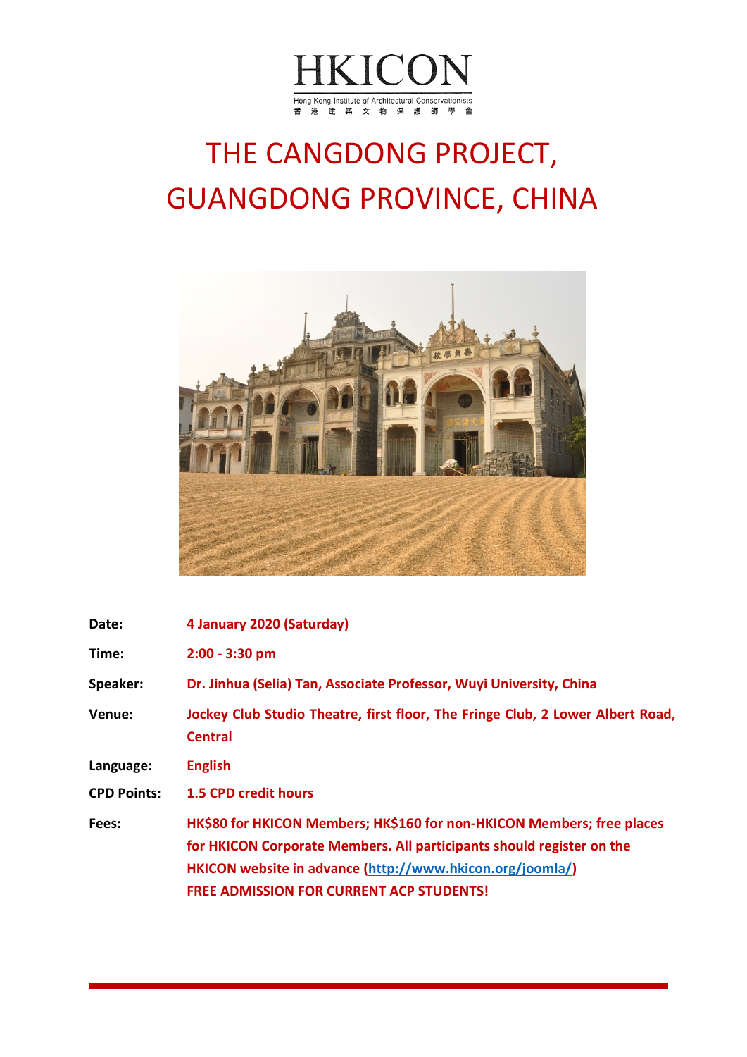HKICON

Hong Kong Institute of Architectural Conservationists
香 港 建 築 文 物 保 護 師 學 會

# THE CANGDONG PROJECT, GUANGDONG PROVINCE, CHINA

| | |
|---|---|
| **Date:** | **4 January 2020 (Saturday)** |
| **Time:** | **2:00 - 3:30 pm** |
| **Speaker:** | **Dr. Jinhua (Selia) Tan, Associate Professor, Wuyi University, China** |
| **Venue:** | **Jockey Club Studio Theatre, first floor, The Fringe Club, 2 Lower Albert Road, Central** |
| **Language:** | **English** |
| **CPD Points:** | **1.5 CPD credit hours** |
| **Fees:** | **HK$80 for HKICON Members; HK$160 for non-HKICON Members; free places for HKICON Corporate Members. All participants should register on the HKICON website in advance ([http://www.hkicon.org/joomla/](http://www.hkicon.org/joomla/))**<br>**FREE ADMISSION FOR CURRENT ACP STUDENTS!** |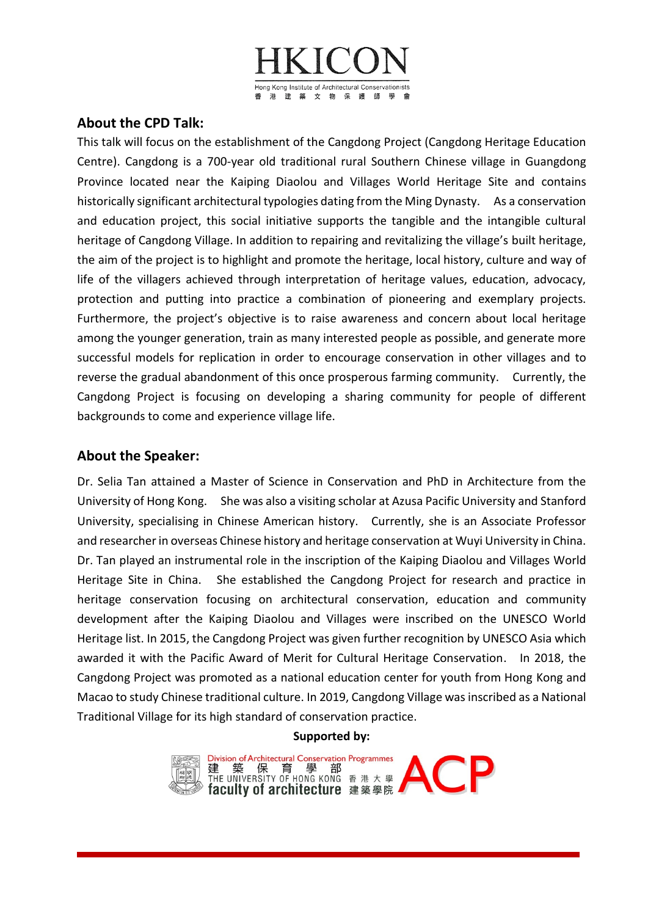HKICON

Hong Kong Institute of Architectural Conservationists
香港建築文物保護師學會

## About the CPD Talk:

This talk will focus on the establishment of the Cangdong Project (Cangdong Heritage Education Centre). Cangdong is a 700-year old traditional rural Southern Chinese village in Guangdong Province located near the Kaiping Diaolou and Villages World Heritage Site and contains historically significant architectural typologies dating from the Ming Dynasty. As a conservation and education project, this social initiative supports the tangible and the intangible cultural heritage of Cangdong Village. In addition to repairing and revitalizing the village's built heritage, the aim of the project is to highlight and promote the heritage, local history, culture and way of life of the villagers achieved through interpretation of heritage values, education, advocacy, protection and putting into practice a combination of pioneering and exemplary projects. Furthermore, the project's objective is to raise awareness and concern about local heritage among the younger generation, train as many interested people as possible, and generate more successful models for replication in order to encourage conservation in other villages and to reverse the gradual abandonment of this once prosperous farming community. Currently, the Cangdong Project is focusing on developing a sharing community for people of different backgrounds to come and experience village life.

## About the Speaker:

Dr. Selia Tan attained a Master of Science in Conservation and PhD in Architecture from the University of Hong Kong. She was also a visiting scholar at Azusa Pacific University and Stanford University, specialising in Chinese American history. Currently, she is an Associate Professor and researcher in overseas Chinese history and heritage conservation at Wuyi University in China. Dr. Tan played an instrumental role in the inscription of the Kaiping Diaolou and Villages World Heritage Site in China. She established the Cangdong Project for research and practice in heritage conservation focusing on architectural conservation, education and community development after the Kaiping Diaolou and Villages were inscribed on the UNESCO World Heritage list. In 2015, the Cangdong Project was given further recognition by UNESCO Asia which awarded it with the Pacific Award of Merit for Cultural Heritage Conservation. In 2018, the Cangdong Project was promoted as a national education center for youth from Hong Kong and Macao to study Chinese traditional culture. In 2019, Cangdong Village was inscribed as a National Traditional Village for its high standard of conservation practice.

**Supported by:**

Division of Architectural Conservation Programmes 建築保育學部
THE UNIVERSITY OF HONG KONG 香港大學
faculty of architecture 建築學院
ACP